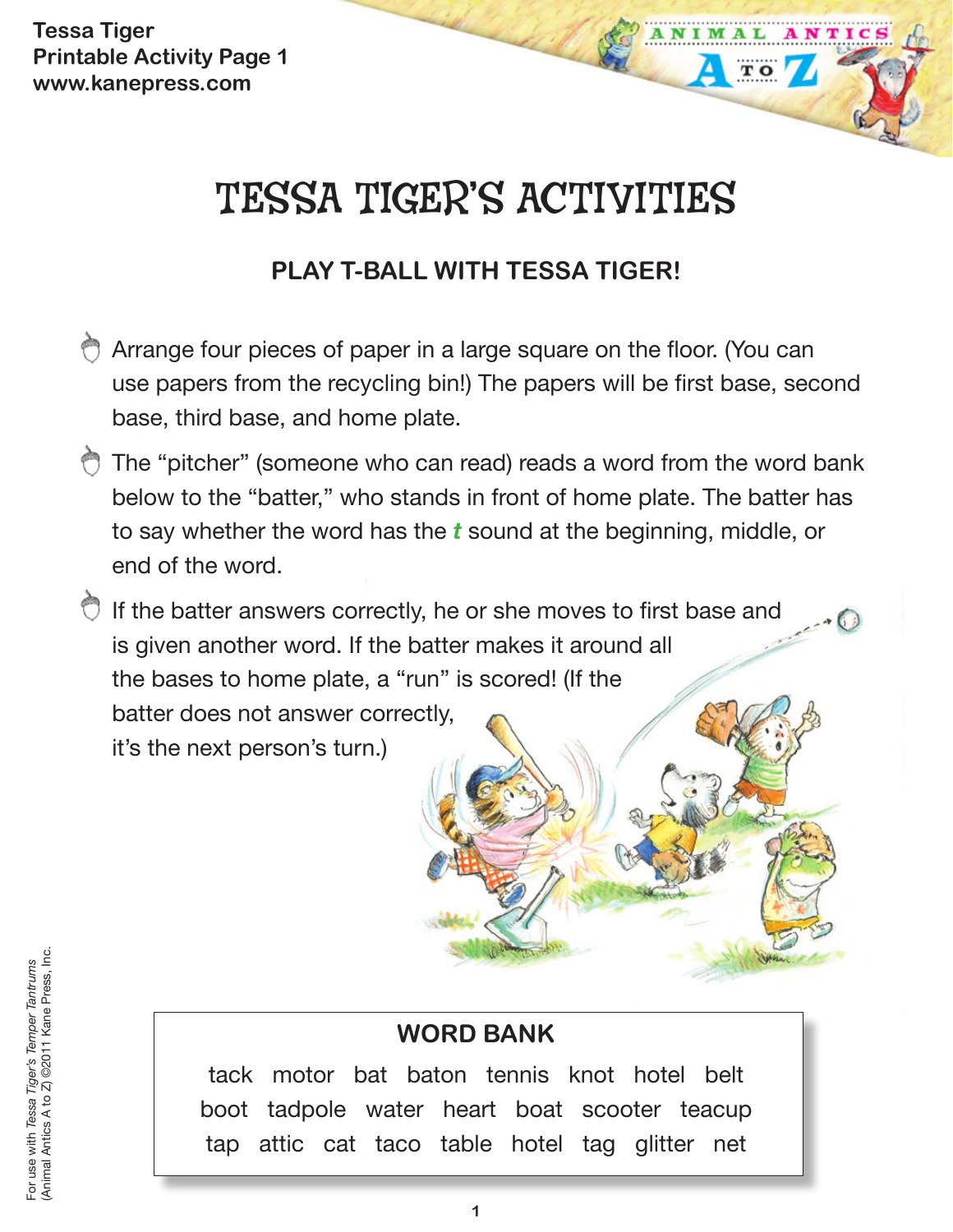# TESSA TIGER'S ACTIVITIES

## PLAY T-BALL WITH TESSA TIGER!

- Arrange four pieces of paper in a large square on the floor. (You can use papers from the recycling bin!) The papers will be first base, second base, third base, and home plate.
- The "pitcher" (someone who can read) reads a word from the word bank below to the "batter," who stands in front of home plate. The batter has to say whether the word has the ***t*** sound at the beginning, middle, or end of the word.
- If the batter answers correctly, he or she moves to first base and is given another word. If the batter makes it around all the bases to home plate, a "run" is scored! (If the batter does not answer correctly, it's the next person's turn.)

**WORD BANK**

tack motor bat baton tennis knot hotel belt
boot tadpole water heart boat scooter teacup
tap attic cat taco table hotel tag glitter net

For use with *Tessa Tiger's Temper Tantrums* (Animal Antics A to Z) ©2011 Kane Press, Inc.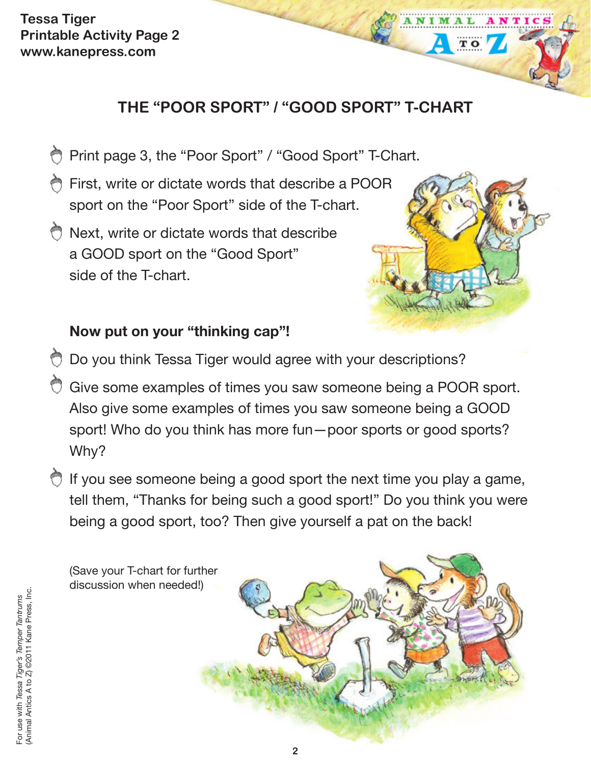# THE "POOR SPORT" / "GOOD SPORT" T-CHART

- Print page 3, the "Poor Sport" / "Good Sport" T-Chart.
- First, write or dictate words that describe a POOR sport on the "Poor Sport" side of the T-chart.
- Next, write or dictate words that describe a GOOD sport on the "Good Sport" side of the T-chart.

**Now put on your "thinking cap"!**

- Do you think Tessa Tiger would agree with your descriptions?
- Give some examples of times you saw someone being a POOR sport. Also give some examples of times you saw someone being a GOOD sport! Who do you think has more fun—poor sports or good sports? Why?
- If you see someone being a good sport the next time you play a game, tell them, "Thanks for being such a good sport!" Do you think you were being a good sport, too? Then give yourself a pat on the back!

(Save your T-chart for further discussion when needed!)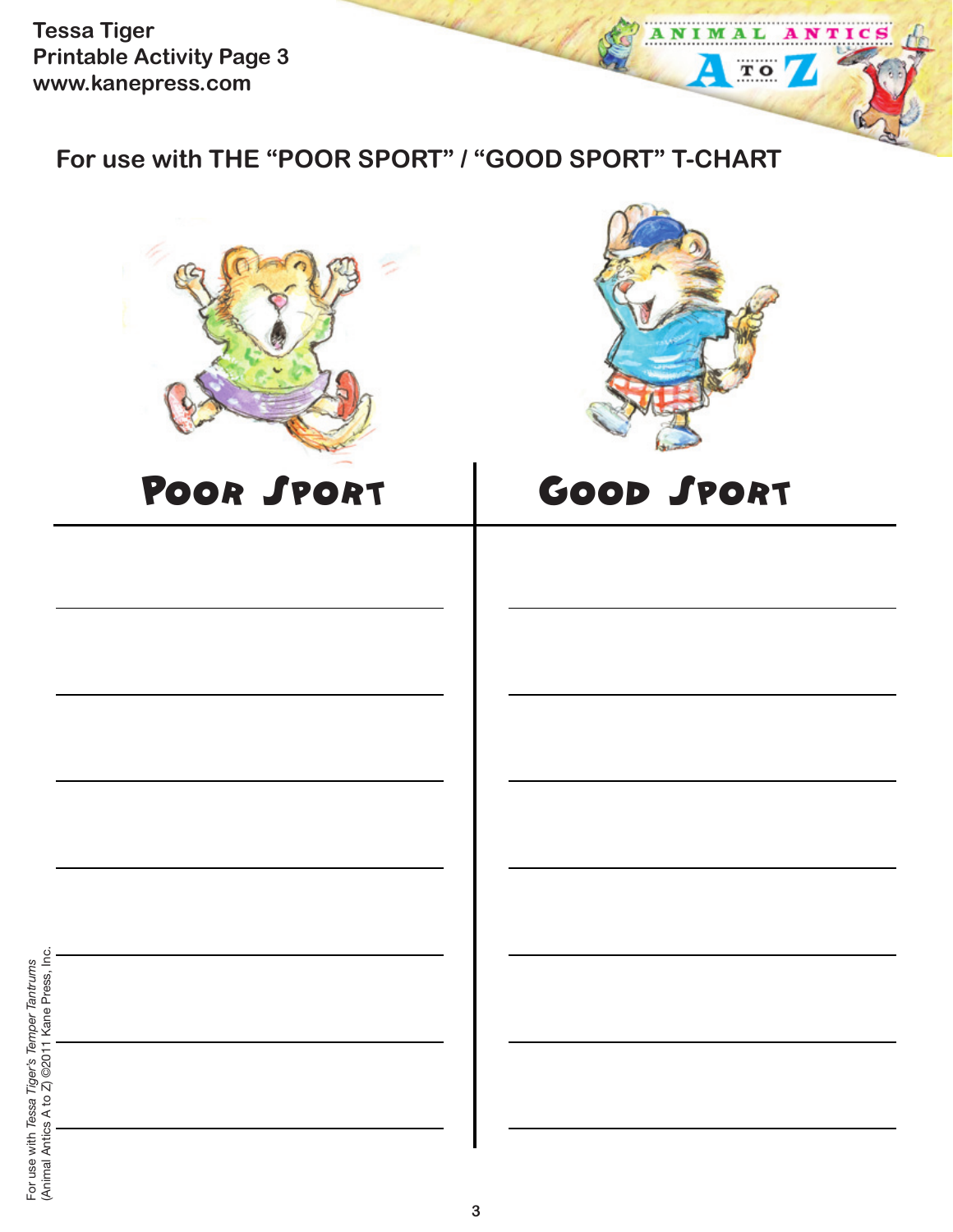Tessa Tiger
Printable Activity Page 3
www.kanepress.com

## For use with THE “POOR SPORT” / “GOOD SPORT” T-CHART

| Poor Sport | Good Sport |
| --- | --- |
| | |
| | |
| | |
| | |
| | |
| | |
| | |

For use with *Tessa Tiger's Temper Tantrums* (Animal Antics A to Z) ©2011 Kane Press, Inc.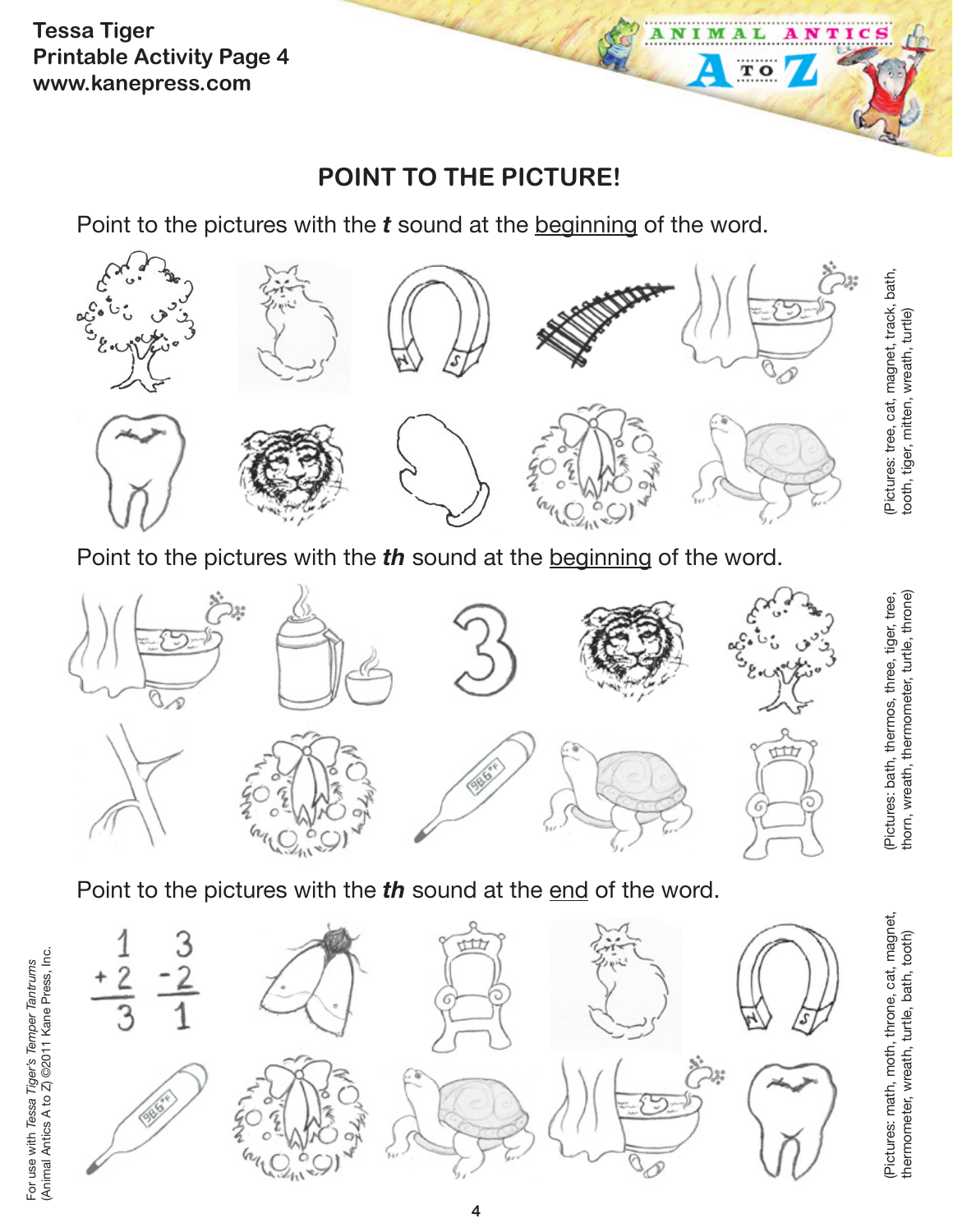# POINT TO THE PICTURE!

Point to the pictures with the ***t*** sound at the beginning of the word.

(Pictures: tree, cat, magnet, track, bath, tooth, tiger, mitten, wreath, turtle)

Point to the pictures with the ***th*** sound at the beginning of the word.

(Pictures: bath, thermos, three, tiger, tree, thorn, wreath, thermometer, turtle, throne)

Point to the pictures with the ***th*** sound at the end of the word.

(Pictures: math, moth, throne, cat, magnet, thermometer, wreath, turtle, bath, tooth)

For use with *Tessa Tiger's Temper Tantrums* (Animal Antics A to Z) ©2011 Kane Press, Inc.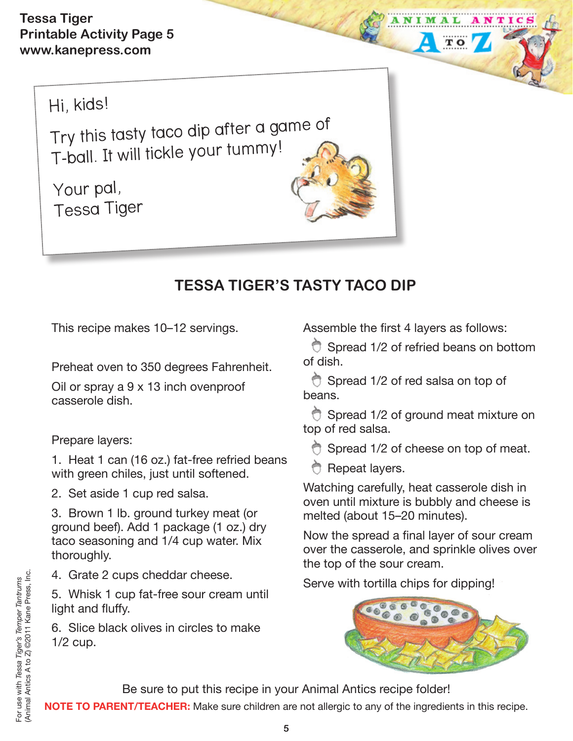Tessa Tiger
Printable Activity Page 5
www.kanepress.com

Hi, kids!

Try this tasty taco dip after a game of T-ball. It will tickle your tummy!

Your pal,
Tessa Tiger

## TESSA TIGER'S TASTY TACO DIP

This recipe makes 10–12 servings.

Preheat oven to 350 degrees Fahrenheit.

Oil or spray a 9 x 13 inch ovenproof casserole dish.

Prepare layers:

1. Heat 1 can (16 oz.) fat-free refried beans with green chiles, just until softened.
2. Set aside 1 cup red salsa.
3. Brown 1 lb. ground turkey meat (or ground beef). Add 1 package (1 oz.) dry taco seasoning and 1/4 cup water. Mix thoroughly.
4. Grate 2 cups cheddar cheese.
5. Whisk 1 cup fat-free sour cream until light and fluffy.
6. Slice black olives in circles to make 1/2 cup.

Assemble the first 4 layers as follows:

- Spread 1/2 of refried beans on bottom of dish.
- Spread 1/2 of red salsa on top of beans.
- Spread 1/2 of ground meat mixture on top of red salsa.
- Spread 1/2 of cheese on top of meat.
- Repeat layers.

Watching carefully, heat casserole dish in oven until mixture is bubbly and cheese is melted (about 15–20 minutes).

Now the spread a final layer of sour cream over the casserole, and sprinkle olives over the top of the sour cream.

Serve with tortilla chips for dipping!

Be sure to put this recipe in your Animal Antics recipe folder!

**NOTE TO PARENT/TEACHER:** Make sure children are not allergic to any of the ingredients in this recipe.

For use with *Tessa Tiger's Temper Tantrums* (Animal Antics A to Z) ©2011 Kane Press, Inc.